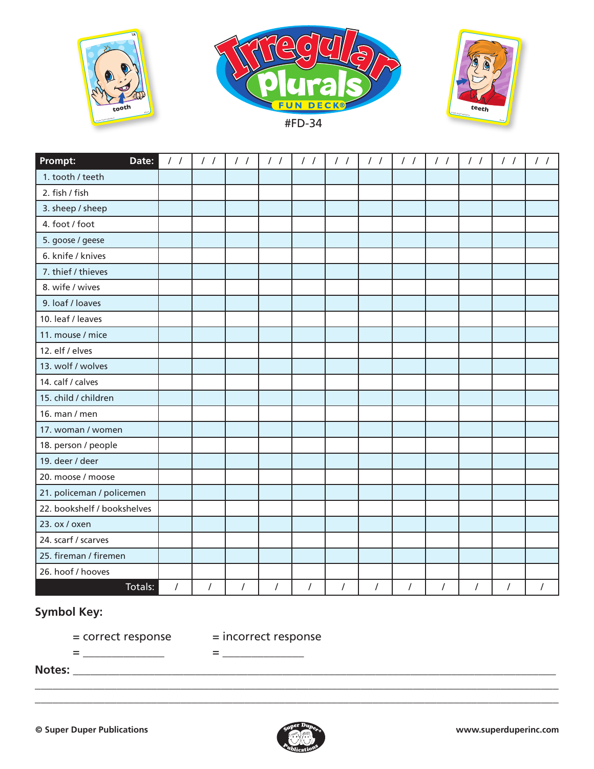# Irregular Plurals

FUN DECK®

#FD-34

| Prompt: Date: | / / | / / | / / | / / | / / | / / | / / | / / | / / | / / | / / | / / |
|---|---|---|---|---|---|---|---|---|---|---|---|---|
| 1. tooth / teeth | | | | | | | | | | | | |
| 2. fish / fish | | | | | | | | | | | | |
| 3. sheep / sheep | | | | | | | | | | | | |
| 4. foot / foot | | | | | | | | | | | | |
| 5. goose / geese | | | | | | | | | | | | |
| 6. knife / knives | | | | | | | | | | | | |
| 7. thief / thieves | | | | | | | | | | | | |
| 8. wife / wives | | | | | | | | | | | | |
| 9. loaf / loaves | | | | | | | | | | | | |
| 10. leaf / leaves | | | | | | | | | | | | |
| 11. mouse / mice | | | | | | | | | | | | |
| 12. elf / elves | | | | | | | | | | | | |
| 13. wolf / wolves | | | | | | | | | | | | |
| 14. calf / calves | | | | | | | | | | | | |
| 15. child / children | | | | | | | | | | | | |
| 16. man / men | | | | | | | | | | | | |
| 17. woman / women | | | | | | | | | | | | |
| 18. person / people | | | | | | | | | | | | |
| 19. deer / deer | | | | | | | | | | | | |
| 20. moose / moose | | | | | | | | | | | | |
| 21. policeman / policemen | | | | | | | | | | | | |
| 22. bookshelf / bookshelves | | | | | | | | | | | | |
| 23. ox / oxen | | | | | | | | | | | | |
| 24. scarf / scarves | | | | | | | | | | | | |
| 25. fireman / firemen | | | | | | | | | | | | |
| 26. hoof / hooves | | | | | | | | | | | | |
| Totals: | / | / | / | / | / | / | / | / | / | / | / | / |

**Symbol Key:**

= correct response = incorrect response

= _______________ = _______________

**Notes:** ____________________________________________________________________________

________________________________________________________________________________________

________________________________________________________________________________________

**© Super Duper Publications** **www.superduperinc.com**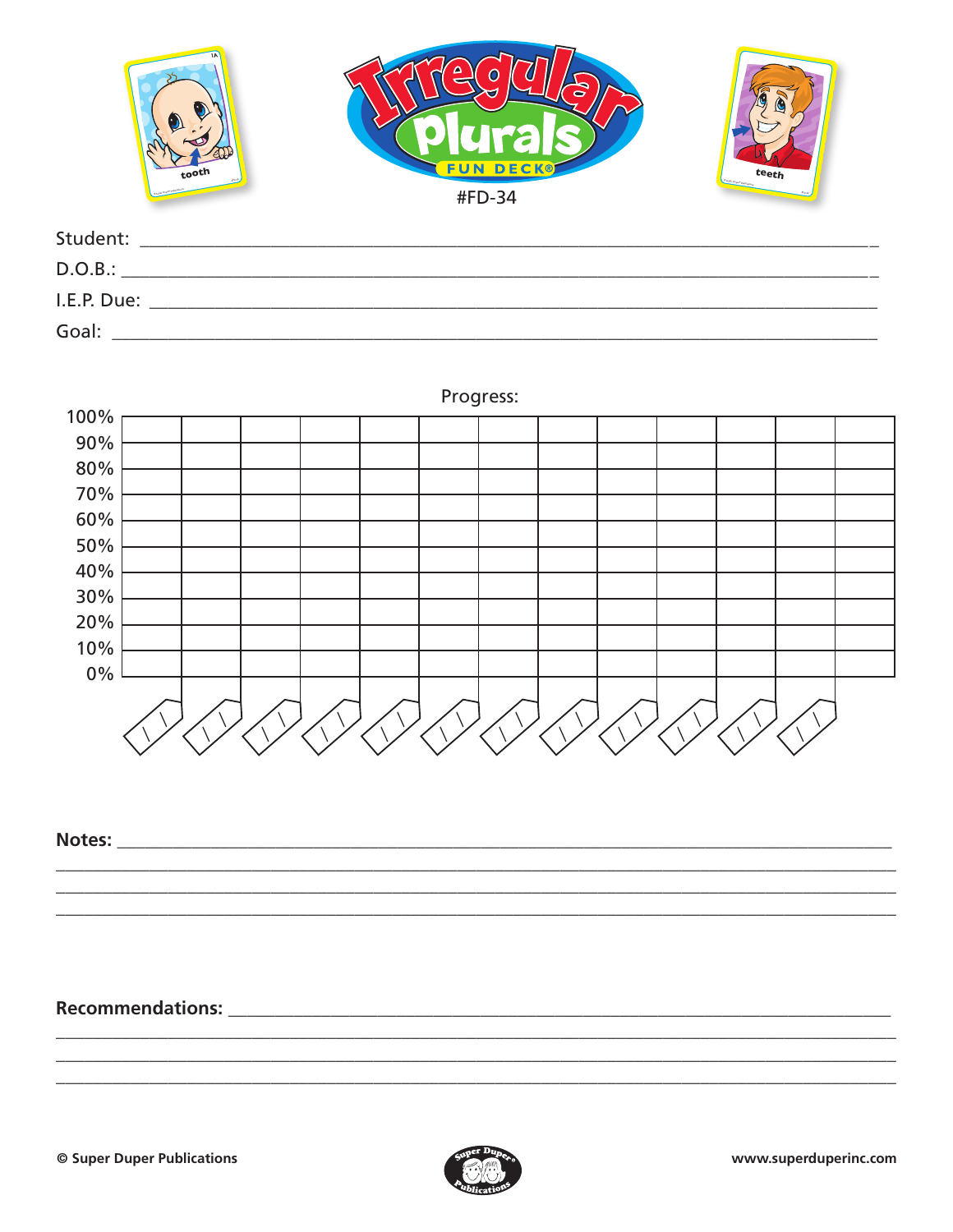# Irregular Plurals FUN DECK®

#FD-34

Student: ___________________________________________

D.O.B.: ___________________________________________

I.E.P. Due: ___________________________________________

Goal: ___________________________________________

Progress:

100%
90%
80%
70%
60%
50%
40%
30%
20%
10%
0%

**Notes:** ___________________________________________

___________________________________________

___________________________________________

___________________________________________

**Recommendations:** ___________________________________________

___________________________________________

___________________________________________

___________________________________________

© Super Duper Publications

www.superduperinc.com